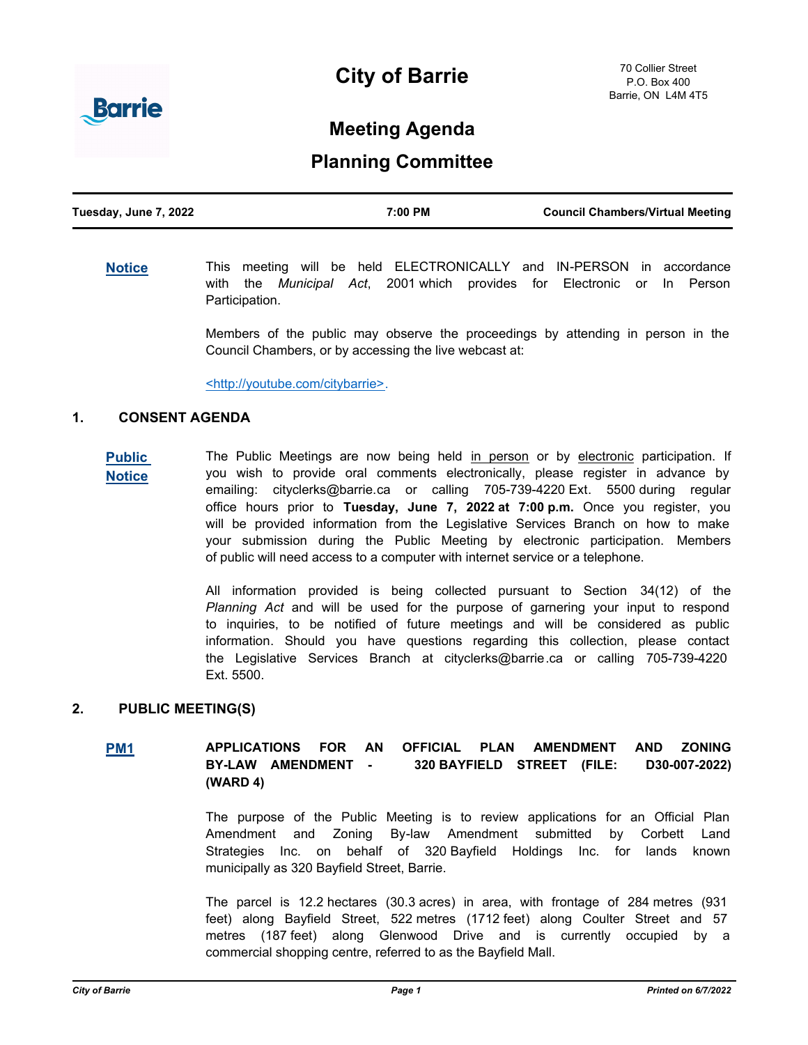# City of Barrie

70 Collier Street
P.O. Box 400
Barrie, ON L4M 4T5

## Meeting Agenda

## Planning Committee

| Tuesday, June 7, 2022 | 7:00 PM | Council Chambers/Virtual Meeting |
|---|---|---|

**Notice**

This meeting will be held ELECTRONICALLY and IN-PERSON in accordance with the *Municipal Act*, 2001 which provides for Electronic or In Person Participation.

Members of the public may observe the proceedings by attending in person in the Council Chambers, or by accessing the live webcast at:

<http://youtube.com/citybarrie>.

### 1. CONSENT AGENDA

**Public Notice**

The Public Meetings are now being held in person or by electronic participation. If you wish to provide oral comments electronically, please register in advance by emailing: cityclerks@barrie.ca or calling 705-739-4220 Ext. 5500 during regular office hours prior to **Tuesday, June 7, 2022 at 7:00 p.m.** Once you register, you will be provided information from the Legislative Services Branch on how to make your submission during the Public Meeting by electronic participation. Members of public will need access to a computer with internet service or a telephone.

All information provided is being collected pursuant to Section 34(12) of the *Planning Act* and will be used for the purpose of garnering your input to respond to inquiries, to be notified of future meetings and will be considered as public information. Should you have questions regarding this collection, please contact the Legislative Services Branch at cityclerks@barrie.ca or calling 705-739-4220 Ext. 5500.

### 2. PUBLIC MEETING(S)

**PM1**

**APPLICATIONS FOR AN OFFICIAL PLAN AMENDMENT AND ZONING BY-LAW AMENDMENT - 320 BAYFIELD STREET (FILE: D30-007-2022) (WARD 4)**

The purpose of the Public Meeting is to review applications for an Official Plan Amendment and Zoning By-law Amendment submitted by Corbett Land Strategies Inc. on behalf of 320 Bayfield Holdings Inc. for lands known municipally as 320 Bayfield Street, Barrie.

The parcel is 12.2 hectares (30.3 acres) in area, with frontage of 284 metres (931 feet) along Bayfield Street, 522 metres (1712 feet) along Coulter Street and 57 metres (187 feet) along Glenwood Drive and is currently occupied by a commercial shopping centre, referred to as the Bayfield Mall.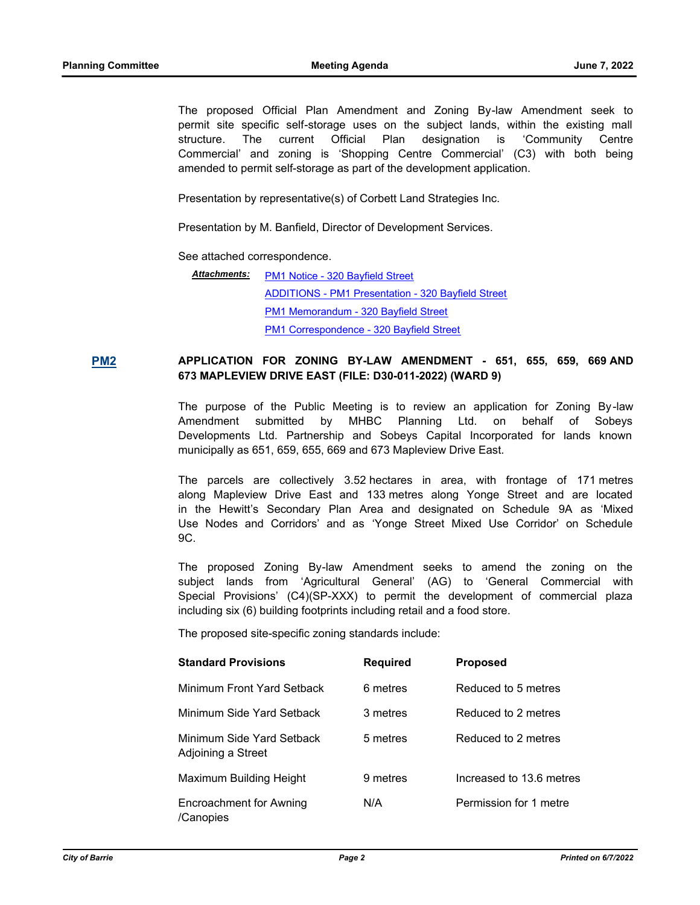The proposed Official Plan Amendment and Zoning By-law Amendment seek to permit site specific self-storage uses on the subject lands, within the existing mall structure. The current Official Plan designation is 'Community Centre Commercial' and zoning is 'Shopping Centre Commercial' (C3) with both being amended to permit self-storage as part of the development application.

Presentation by representative(s) of Corbett Land Strategies Inc.

Presentation by M. Banfield, Director of Development Services.

See attached correspondence.

***Attachments:*** [PM1 Notice - 320 Bayfield Street]
[ADDITIONS - PM1 Presentation - 320 Bayfield Street]
[PM1 Memorandum - 320 Bayfield Street]
[PM1 Correspondence - 320 Bayfield Street]

## PM2 APPLICATION FOR ZONING BY-LAW AMENDMENT - 651, 655, 659, 669 AND 673 MAPLEVIEW DRIVE EAST (FILE: D30-011-2022) (WARD 9)

The purpose of the Public Meeting is to review an application for Zoning By-law Amendment submitted by MHBC Planning Ltd. on behalf of Sobeys Developments Ltd. Partnership and Sobeys Capital Incorporated for lands known municipally as 651, 659, 655, 669 and 673 Mapleview Drive East.

The parcels are collectively 3.52 hectares in area, with frontage of 171 metres along Mapleview Drive East and 133 metres along Yonge Street and are located in the Hewitt's Secondary Plan Area and designated on Schedule 9A as 'Mixed Use Nodes and Corridors' and as 'Yonge Street Mixed Use Corridor' on Schedule 9C.

The proposed Zoning By-law Amendment seeks to amend the zoning on the subject lands from 'Agricultural General' (AG) to 'General Commercial with Special Provisions' (C4)(SP-XXX) to permit the development of commercial plaza including six (6) building footprints including retail and a food store.

The proposed site-specific zoning standards include:

| Standard Provisions | Required | Proposed |
|---|---|---|
| Minimum Front Yard Setback | 6 metres | Reduced to 5 metres |
| Minimum Side Yard Setback | 3 metres | Reduced to 2 metres |
| Minimum Side Yard Setback Adjoining a Street | 5 metres | Reduced to 2 metres |
| Maximum Building Height | 9 metres | Increased to 13.6 metres |
| Encroachment for Awning /Canopies | N/A | Permission for 1 metre |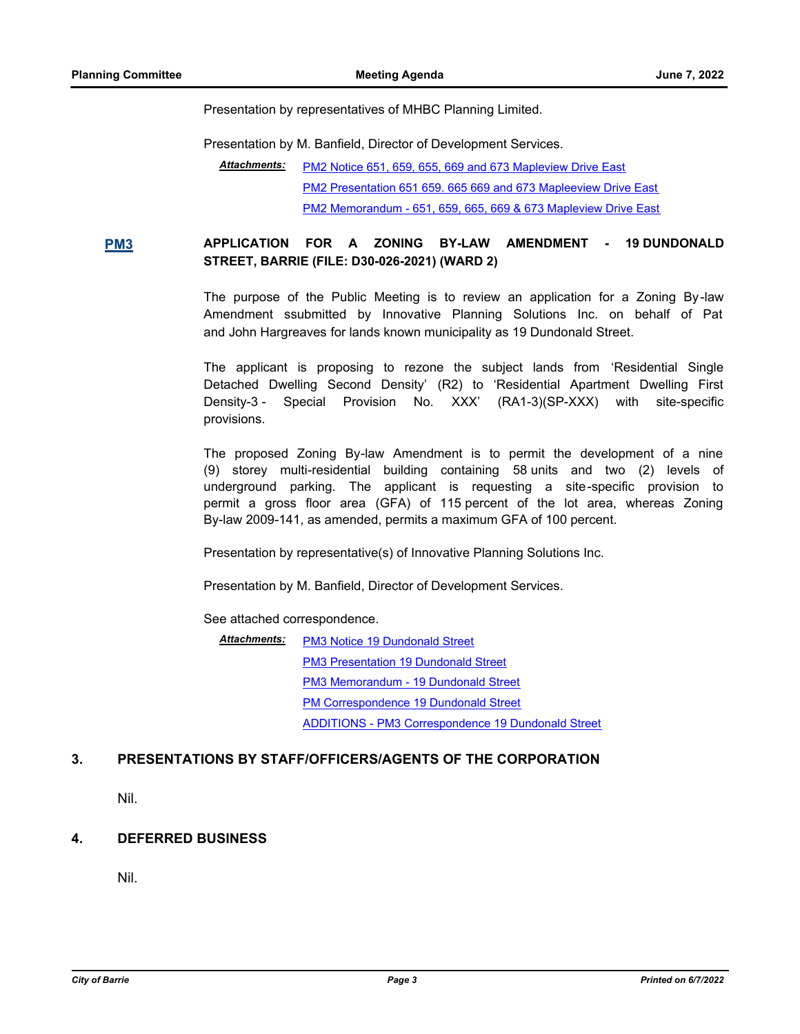Presentation by representatives of MHBC Planning Limited.

Presentation by M. Banfield, Director of Development Services.

***Attachments:*** PM2 Notice 651, 659, 655, 669 and 673 Mapleview Drive East
PM2 Presentation 651 659. 665 669 and 673 Mapleview Drive East
PM2 Memorandum - 651, 659, 665, 669 & 673 Mapleview Drive East

**PM3** **APPLICATION FOR A ZONING BY-LAW AMENDMENT - 19 DUNDONALD STREET, BARRIE (FILE: D30-026-2021) (WARD 2)**

The purpose of the Public Meeting is to review an application for a Zoning By-law Amendment ssubmitted by Innovative Planning Solutions Inc. on behalf of Pat and John Hargreaves for lands known municipality as 19 Dundonald Street.

The applicant is proposing to rezone the subject lands from 'Residential Single Detached Dwelling Second Density' (R2) to 'Residential Apartment Dwelling First Density-3 - Special Provision No. XXX' (RA1-3)(SP-XXX) with site-specific provisions.

The proposed Zoning By-law Amendment is to permit the development of a nine (9) storey multi-residential building containing 58 units and two (2) levels of underground parking. The applicant is requesting a site-specific provision to permit a gross floor area (GFA) of 115 percent of the lot area, whereas Zoning By-law 2009-141, as amended, permits a maximum GFA of 100 percent.

Presentation by representative(s) of Innovative Planning Solutions Inc.

Presentation by M. Banfield, Director of Development Services.

See attached correspondence.

***Attachments:*** PM3 Notice 19 Dundonald Street
PM3 Presentation 19 Dundonald Street
PM3 Memorandum - 19 Dundonald Street
PM Correspondence 19 Dundonald Street
ADDITIONS - PM3 Correspondence 19 Dundonald Street

## 3. PRESENTATIONS BY STAFF/OFFICERS/AGENTS OF THE CORPORATION

Nil.

## 4. DEFERRED BUSINESS

Nil.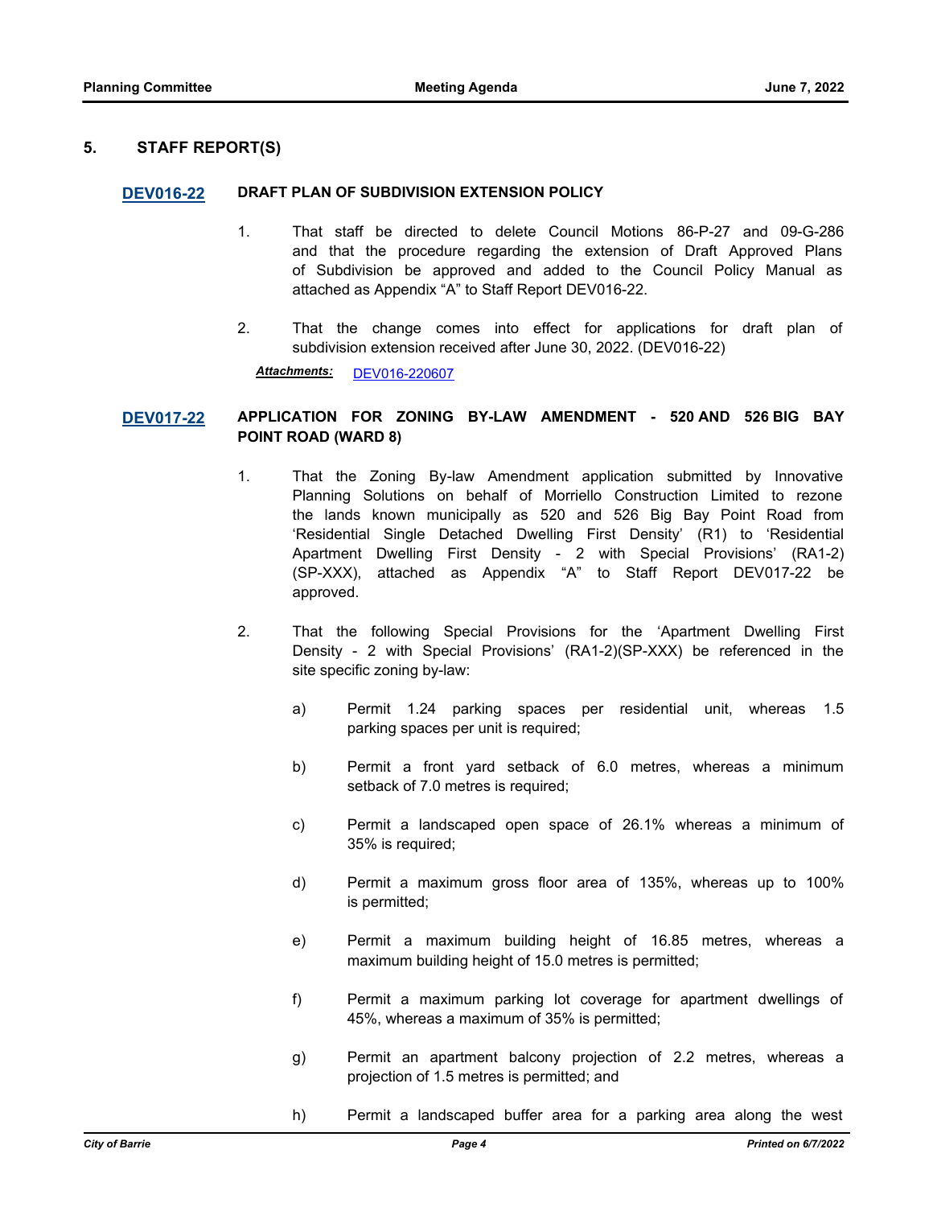## 5. STAFF REPORT(S)

### DEV016-22 DRAFT PLAN OF SUBDIVISION EXTENSION POLICY

1. That staff be directed to delete Council Motions 86-P-27 and 09-G-286 and that the procedure regarding the extension of Draft Approved Plans of Subdivision be approved and added to the Council Policy Manual as attached as Appendix "A" to Staff Report DEV016-22.

2. That the change comes into effect for applications for draft plan of subdivision extension received after June 30, 2022. (DEV016-22)

***Attachments:*** DEV016-220607

### DEV017-22 APPLICATION FOR ZONING BY-LAW AMENDMENT - 520 AND 526 BIG BAY POINT ROAD (WARD 8)

1. That the Zoning By-law Amendment application submitted by Innovative Planning Solutions on behalf of Morriello Construction Limited to rezone the lands known municipally as 520 and 526 Big Bay Point Road from 'Residential Single Detached Dwelling First Density' (R1) to 'Residential Apartment Dwelling First Density - 2 with Special Provisions' (RA1-2) (SP-XXX), attached as Appendix "A" to Staff Report DEV017-22 be approved.

2. That the following Special Provisions for the 'Apartment Dwelling First Density - 2 with Special Provisions' (RA1-2)(SP-XXX) be referenced in the site specific zoning by-law:

   a) Permit 1.24 parking spaces per residential unit, whereas 1.5 parking spaces per unit is required;

   b) Permit a front yard setback of 6.0 metres, whereas a minimum setback of 7.0 metres is required;

   c) Permit a landscaped open space of 26.1% whereas a minimum of 35% is required;

   d) Permit a maximum gross floor area of 135%, whereas up to 100% is permitted;

   e) Permit a maximum building height of 16.85 metres, whereas a maximum building height of 15.0 metres is permitted;

   f) Permit a maximum parking lot coverage for apartment dwellings of 45%, whereas a maximum of 35% is permitted;

   g) Permit an apartment balcony projection of 2.2 metres, whereas a projection of 1.5 metres is permitted; and

   h) Permit a landscaped buffer area for a parking area along the west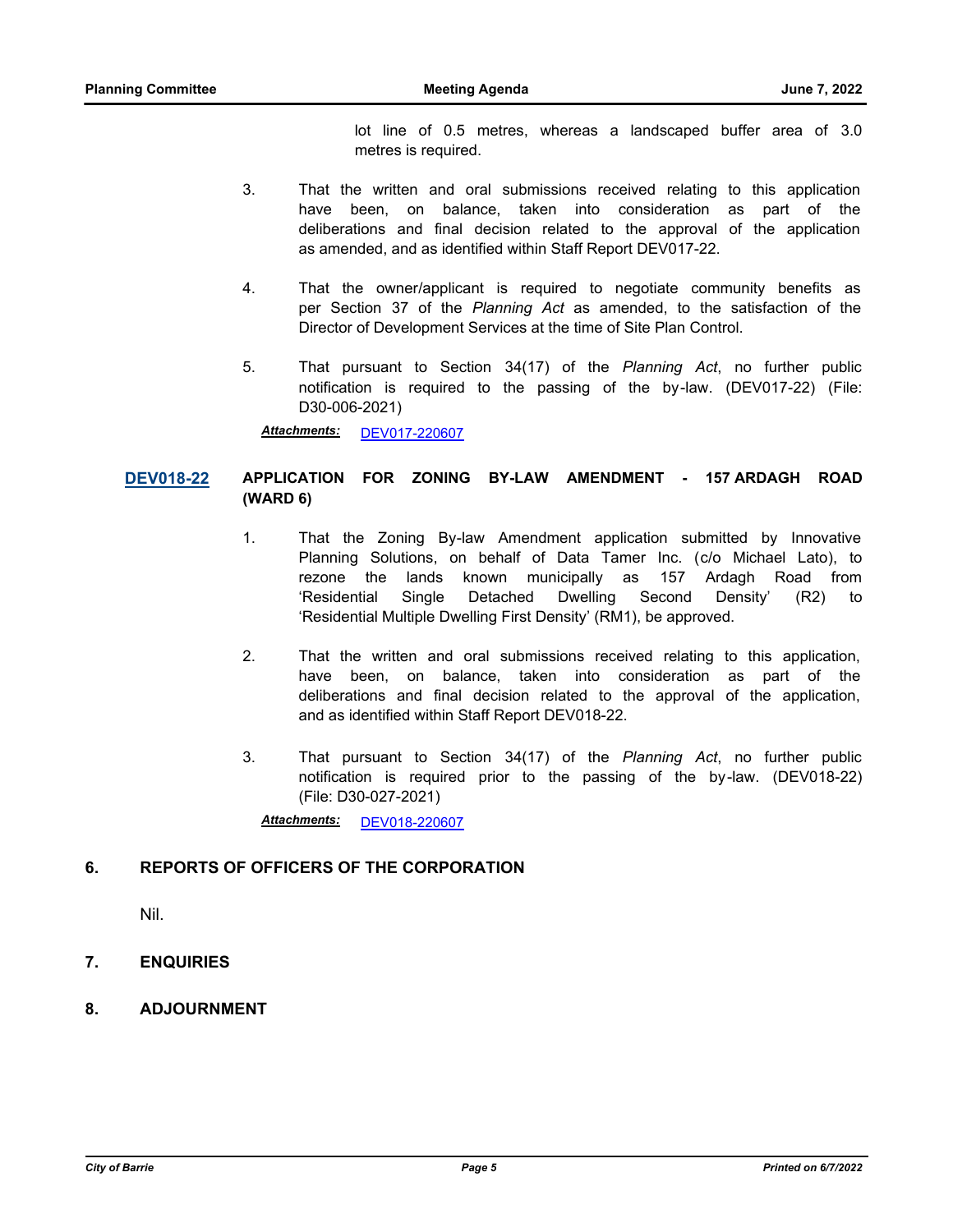lot line of 0.5 metres, whereas a landscaped buffer area of 3.0 metres is required.

3. That the written and oral submissions received relating to this application have been, on balance, taken into consideration as part of the deliberations and final decision related to the approval of the application as amended, and as identified within Staff Report DEV017-22.

4. That the owner/applicant is required to negotiate community benefits as per Section 37 of the *Planning Act* as amended, to the satisfaction of the Director of Development Services at the time of Site Plan Control.

5. That pursuant to Section 34(17) of the *Planning Act*, no further public notification is required to the passing of the by-law. (DEV017-22) (File: D30-006-2021)

***Attachments:*** DEV017-220607

**DEV018-22** **APPLICATION FOR ZONING BY-LAW AMENDMENT - 157 ARDAGH ROAD (WARD 6)**

1. That the Zoning By-law Amendment application submitted by Innovative Planning Solutions, on behalf of Data Tamer Inc. (c/o Michael Lato), to rezone the lands known municipally as 157 Ardagh Road from 'Residential Single Detached Dwelling Second Density' (R2) to 'Residential Multiple Dwelling First Density' (RM1), be approved.

2. That the written and oral submissions received relating to this application, have been, on balance, taken into consideration as part of the deliberations and final decision related to the approval of the application, and as identified within Staff Report DEV018-22.

3. That pursuant to Section 34(17) of the *Planning Act*, no further public notification is required prior to the passing of the by-law. (DEV018-22) (File: D30-027-2021)

***Attachments:*** DEV018-220607

## 6. REPORTS OF OFFICERS OF THE CORPORATION

Nil.

## 7. ENQUIRIES

## 8. ADJOURNMENT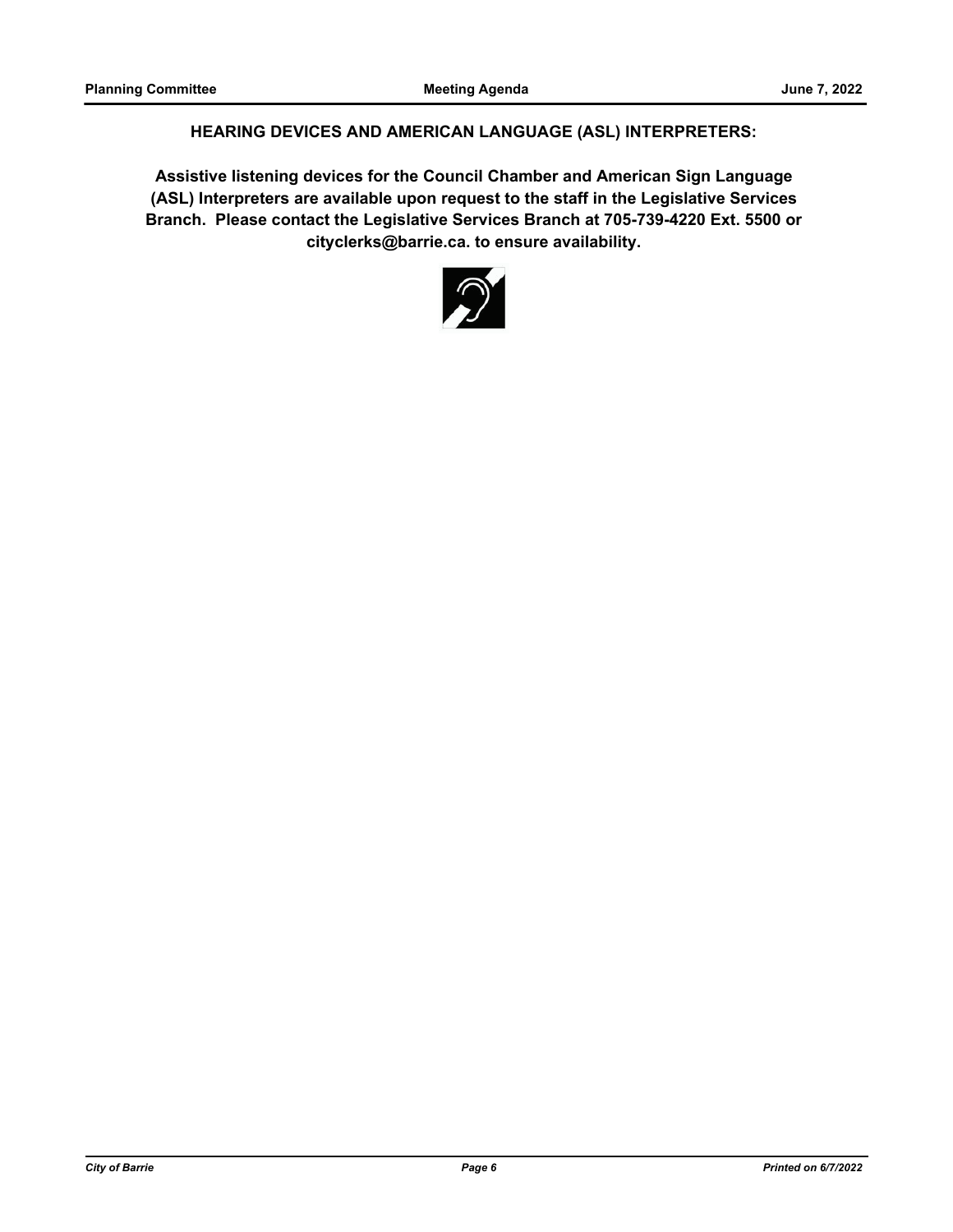**HEARING DEVICES AND AMERICAN LANGUAGE (ASL) INTERPRETERS:**

**Assistive listening devices for the Council Chamber and American Sign Language (ASL) Interpreters are available upon request to the staff in the Legislative Services Branch. Please contact the Legislative Services Branch at 705-739-4220 Ext. 5500 or cityclerks@barrie.ca. to ensure availability.**